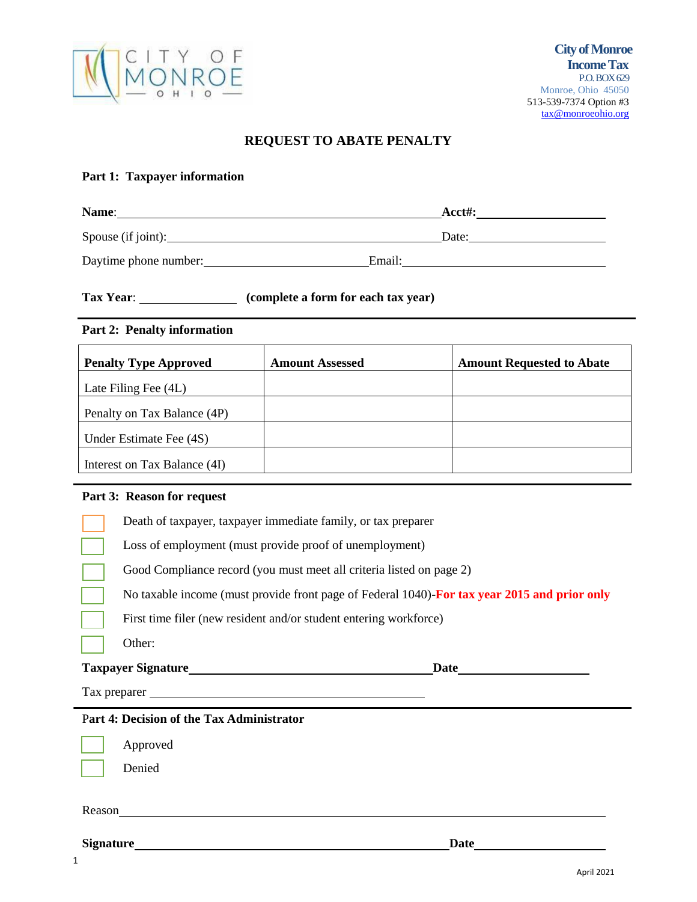CITY OF MONROE OHIO

**City of Monroe Income Tax**
P.O. BOX 629
Monroe, Ohio 45050
513-539-7374 Option #3
tax@monroeohio.org

# REQUEST TO ABATE PENALTY

## Part 1: Taxpayer information

**Name**:_______________________________________________ **Acct#:**__________________

Spouse (if joint):_______________________________________ Date:__________________

Daytime phone number:________________________ Email:_____________________________

**Tax Year**: _______________ **(complete a form for each tax year)**

## Part 2: Penalty information

| Penalty Type Approved | Amount Assessed | Amount Requested to Abate |
|---|---|---|
| Late Filing Fee (4L) | | |
| Penalty on Tax Balance (4P) | | |
| Under Estimate Fee (4S) | | |
| Interest on Tax Balance (4I) | | |

## Part 3: Reason for request

- ☐ Death of taxpayer, taxpayer immediate family, or tax preparer
- ☐ Loss of employment (must provide proof of unemployment)
- ☐ Good Compliance record (you must meet all criteria listed on page 2)
- ☐ No taxable income (must provide front page of Federal 1040)-**For tax year 2015 and prior only**
- ☐ First time filer (new resident and/or student entering workforce)
- ☐ Other:

**Taxpayer Signature**_____________________________________ **Date**____________________

Tax preparer ___________________________________________

## Part 4: Decision of the Tax Administrator

- ☐ Approved
- ☐ Denied

Reason__________________________________________________________________________

**Signature**_____________________________________________ **Date**____________________

April 2021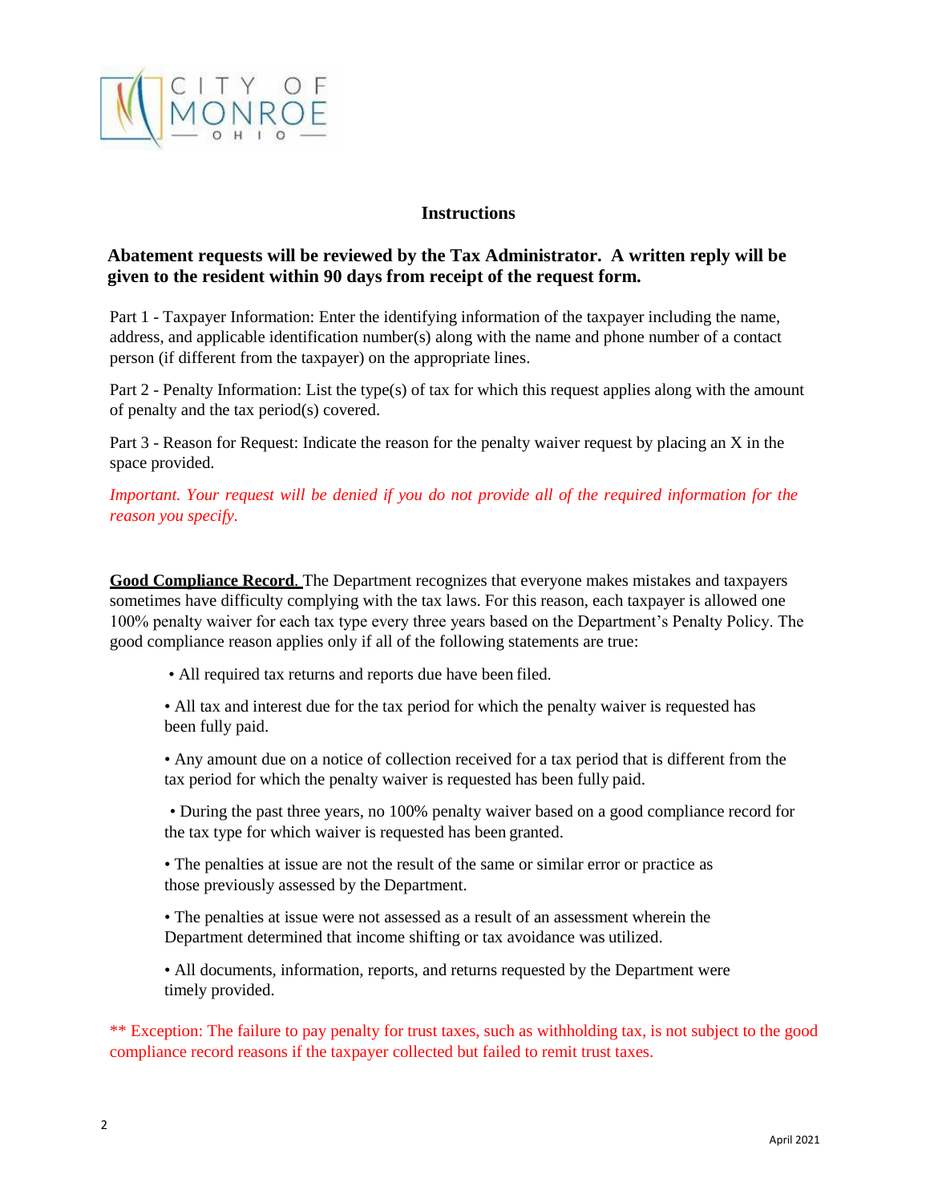## Instructions

**Abatement requests will be reviewed by the Tax Administrator. A written reply will be given to the resident within 90 days from receipt of the request form.**

Part 1 - Taxpayer Information: Enter the identifying information of the taxpayer including the name, address, and applicable identification number(s) along with the name and phone number of a contact person (if different from the taxpayer) on the appropriate lines.

Part 2 - Penalty Information: List the type(s) of tax for which this request applies along with the amount of penalty and the tax period(s) covered.

Part 3 - Reason for Request: Indicate the reason for the penalty waiver request by placing an X in the space provided.

*Important. Your request will be denied if you do not provide all of the required information for the reason you specify.*

**Good Compliance Record.** The Department recognizes that everyone makes mistakes and taxpayers sometimes have difficulty complying with the tax laws. For this reason, each taxpayer is allowed one 100% penalty waiver for each tax type every three years based on the Department's Penalty Policy. The good compliance reason applies only if all of the following statements are true:

- All required tax returns and reports due have been filed.
- All tax and interest due for the tax period for which the penalty waiver is requested has been fully paid.
- Any amount due on a notice of collection received for a tax period that is different from the tax period for which the penalty waiver is requested has been fully paid.
- During the past three years, no 100% penalty waiver based on a good compliance record for the tax type for which waiver is requested has been granted.
- The penalties at issue are not the result of the same or similar error or practice as those previously assessed by the Department.
- The penalties at issue were not assessed as a result of an assessment wherein the Department determined that income shifting or tax avoidance was utilized.
- All documents, information, reports, and returns requested by the Department were timely provided.

** Exception: The failure to pay penalty for trust taxes, such as withholding tax, is not subject to the good compliance record reasons if the taxpayer collected but failed to remit trust taxes.